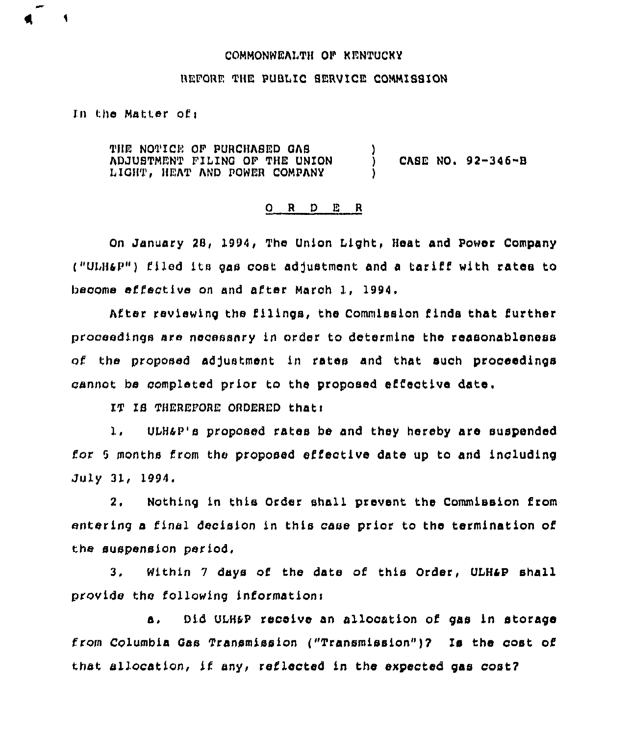COMMONWEALTH OF KENTUCKY

BEFORE THE PUBLIC SERVICE COMMISSION

In the Matter of:

THE NOTICE OF PURCHASED GAS ADJUSTMENT FILING OF THE UNION LIGHT, HEAT AND POWER COMPANY ) CASE NO. 92-346-B

O R D E R

On January 28, 1994, The Union Light, Heat and Power Company ("ULH&P") filed its gas cost adjustment and a tariff with rates to become effective on and after March 1, 1994.

After reviewing the filings, the Commission finds that further proceedings are necessary in order to determine the reasonableness of the proposed adjustment in rates and that such proceedings cannot be completed prior to the proposed effective date.

IT IS THEREFORE ORDERED that:

1. ULH&P's proposed rates be and they hereby are suspended for 5 months from the proposed effective date up to and including July 31, 1994.

2. Nothing in this Order shall prevent the Commission from entering a final decision in this case prior to the termination of the suspension period.

3. Within 7 days of the date of this Order, ULH&P shall provide the following information:

a. Did ULH&P receive an allocation of gas in storage from Columbia Gas Transmission ("Transmission")? Is the cost of that allocation, if any, reflected in the expected gas cost?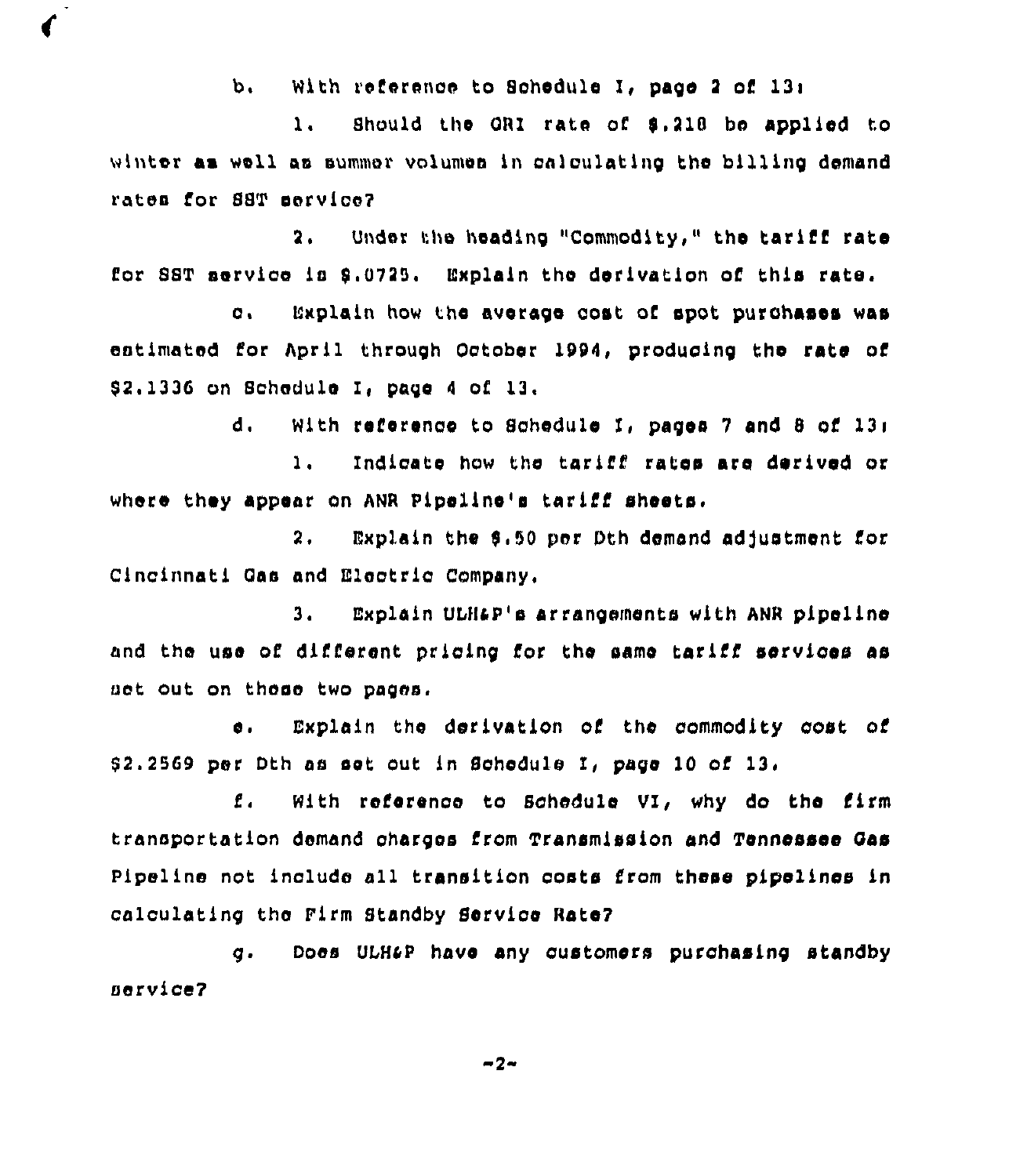b. With reference to Schedule I, page 2 of 13:

1. Should the GRI rate of $.218 be applied to winter as well as summer volumes in calculating the billing demand rates for SST service?

2. Under the heading "Commodity," the tariff rate for SST service is $.0725. Explain the derivation of this rate.

c. Explain how the average cost of spot purchases was estimated for April through October 1994, producing the rate of $2.1336 on Schedule I, page 4 of 13.

d. With reference to Schedule I, pages 7 and 8 of 13:

1. Indicate how the tariff rates are derived or where they appear on ANR Pipeline's tariff sheets.

2. Explain the $.50 per Dth demand adjustment for Cincinnati Gas and Electric Company.

3. Explain ULH&P's arrangements with ANR pipeline and the use of different pricing for the same tariff services as set out on those two pages.

e. Explain the derivation of the commodity cost of $2.2569 per Dth as set out in Schedule I, page 10 of 13.

f. With reference to Schedule VI, why do the firm transportation demand charges from Transmission and Tennessee Gas Pipeline not include all transition costs from these pipelines in calculating the Firm Standby Service Rate?

g. Does ULH&P have any customers purchasing standby service?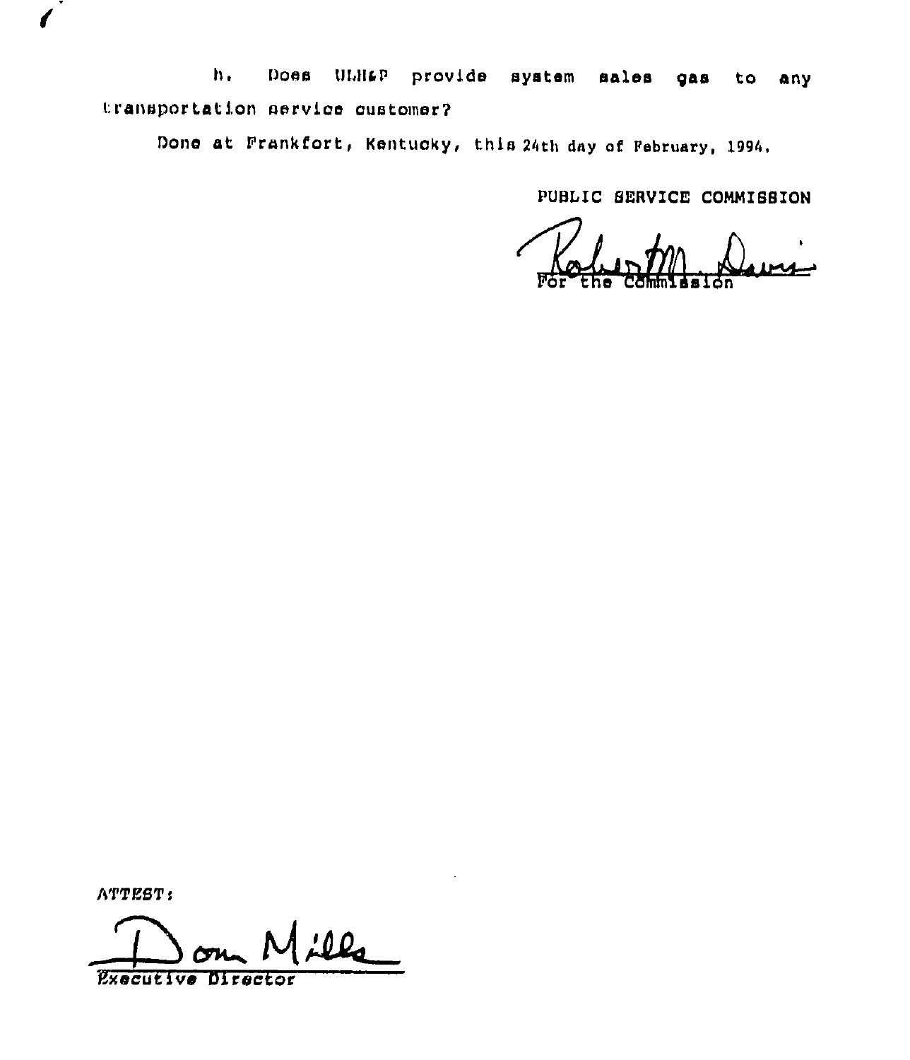h. Does ULH&P provide system sales gas to any transportation service customer?

Done at Frankfort, Kentucky, this 24th day of February, 1994.

PUBLIC SERVICE COMMISSION

For the Commission

ATTEST:

Executive Director